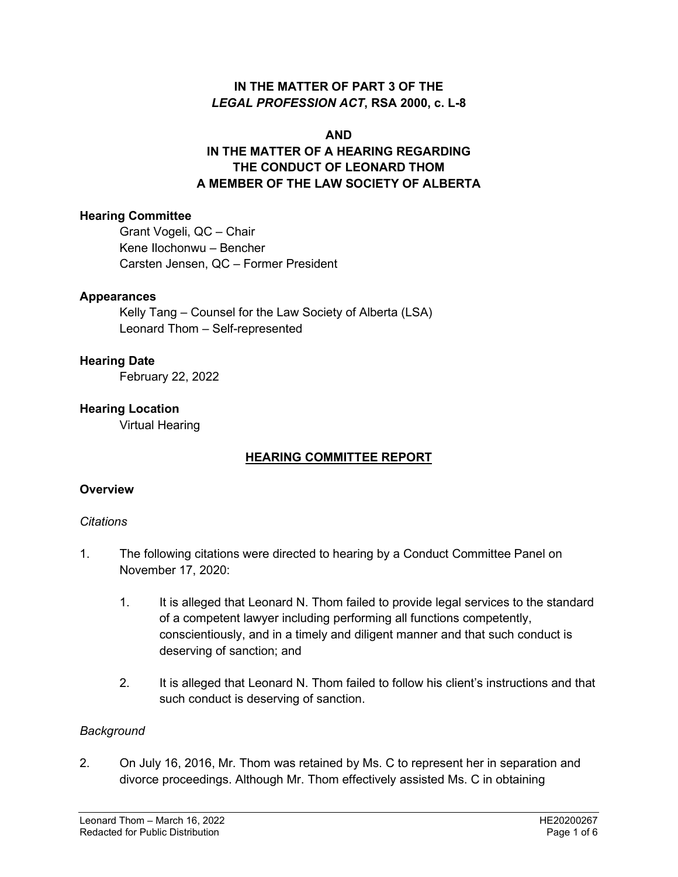**IN THE MATTER OF PART 3 OF THE *LEGAL PROFESSION ACT*, RSA 2000, c. L-8**

**AND**

**IN THE MATTER OF A HEARING REGARDING THE CONDUCT OF LEONARD THOM A MEMBER OF THE LAW SOCIETY OF ALBERTA**

**Hearing Committee**

Grant Vogeli, QC – Chair
Kene Ilochonwu – Bencher
Carsten Jensen, QC – Former President

**Appearances**

Kelly Tang – Counsel for the Law Society of Alberta (LSA)
Leonard Thom – Self-represented

**Hearing Date**

February 22, 2022

**Hearing Location**

Virtual Hearing

## HEARING COMMITTEE REPORT

### Overview

*Citations*

1. The following citations were directed to hearing by a Conduct Committee Panel on November 17, 2020:

    1. It is alleged that Leonard N. Thom failed to provide legal services to the standard of a competent lawyer including performing all functions competently, conscientiously, and in a timely and diligent manner and that such conduct is deserving of sanction; and

    2. It is alleged that Leonard N. Thom failed to follow his client's instructions and that such conduct is deserving of sanction.

*Background*

2. On July 16, 2016, Mr. Thom was retained by Ms. C to represent her in separation and divorce proceedings. Although Mr. Thom effectively assisted Ms. C in obtaining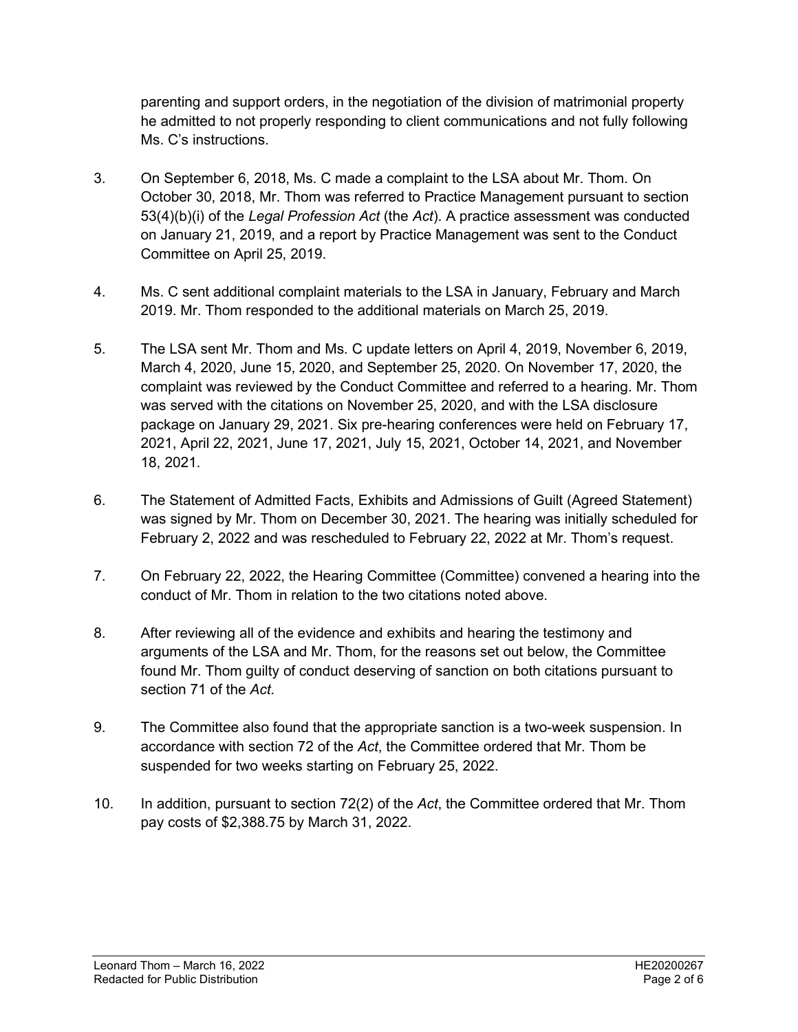parenting and support orders, in the negotiation of the division of matrimonial property he admitted to not properly responding to client communications and not fully following Ms. C's instructions.

3. On September 6, 2018, Ms. C made a complaint to the LSA about Mr. Thom. On October 30, 2018, Mr. Thom was referred to Practice Management pursuant to section 53(4)(b)(i) of the *Legal Profession Act* (the *Act*). A practice assessment was conducted on January 21, 2019, and a report by Practice Management was sent to the Conduct Committee on April 25, 2019.

4. Ms. C sent additional complaint materials to the LSA in January, February and March 2019. Mr. Thom responded to the additional materials on March 25, 2019.

5. The LSA sent Mr. Thom and Ms. C update letters on April 4, 2019, November 6, 2019, March 4, 2020, June 15, 2020, and September 25, 2020. On November 17, 2020, the complaint was reviewed by the Conduct Committee and referred to a hearing. Mr. Thom was served with the citations on November 25, 2020, and with the LSA disclosure package on January 29, 2021. Six pre-hearing conferences were held on February 17, 2021, April 22, 2021, June 17, 2021, July 15, 2021, October 14, 2021, and November 18, 2021.

6. The Statement of Admitted Facts, Exhibits and Admissions of Guilt (Agreed Statement) was signed by Mr. Thom on December 30, 2021. The hearing was initially scheduled for February 2, 2022 and was rescheduled to February 22, 2022 at Mr. Thom's request.

7. On February 22, 2022, the Hearing Committee (Committee) convened a hearing into the conduct of Mr. Thom in relation to the two citations noted above.

8. After reviewing all of the evidence and exhibits and hearing the testimony and arguments of the LSA and Mr. Thom, for the reasons set out below, the Committee found Mr. Thom guilty of conduct deserving of sanction on both citations pursuant to section 71 of the *Act*.

9. The Committee also found that the appropriate sanction is a two-week suspension. In accordance with section 72 of the *Act*, the Committee ordered that Mr. Thom be suspended for two weeks starting on February 25, 2022.

10. In addition, pursuant to section 72(2) of the *Act*, the Committee ordered that Mr. Thom pay costs of $2,388.75 by March 31, 2022.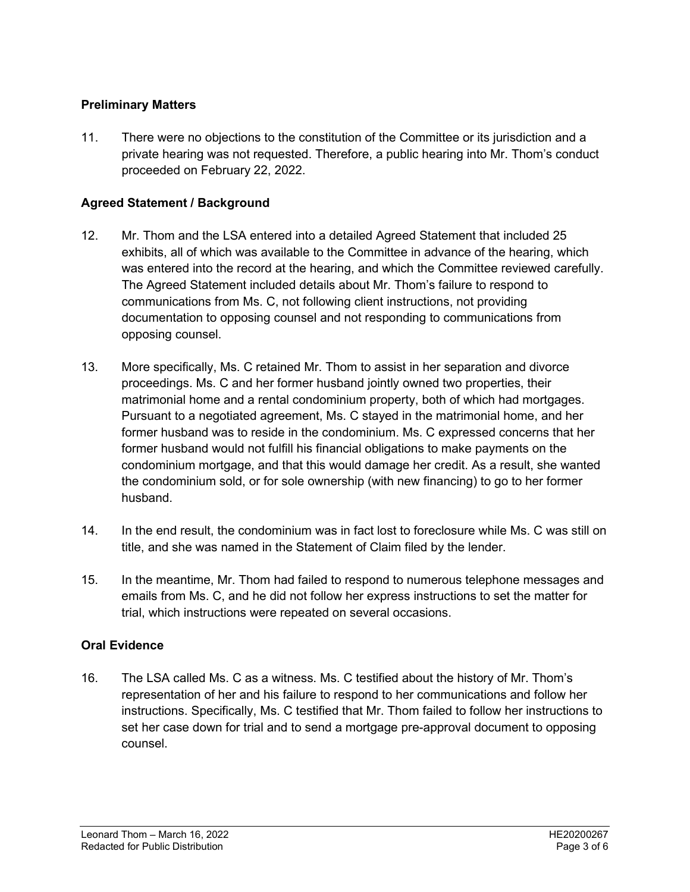## Preliminary Matters

11. There were no objections to the constitution of the Committee or its jurisdiction and a private hearing was not requested. Therefore, a public hearing into Mr. Thom's conduct proceeded on February 22, 2022.

## Agreed Statement / Background

12. Mr. Thom and the LSA entered into a detailed Agreed Statement that included 25 exhibits, all of which was available to the Committee in advance of the hearing, which was entered into the record at the hearing, and which the Committee reviewed carefully. The Agreed Statement included details about Mr. Thom's failure to respond to communications from Ms. C, not following client instructions, not providing documentation to opposing counsel and not responding to communications from opposing counsel.

13. More specifically, Ms. C retained Mr. Thom to assist in her separation and divorce proceedings. Ms. C and her former husband jointly owned two properties, their matrimonial home and a rental condominium property, both of which had mortgages. Pursuant to a negotiated agreement, Ms. C stayed in the matrimonial home, and her former husband was to reside in the condominium. Ms. C expressed concerns that her former husband would not fulfill his financial obligations to make payments on the condominium mortgage, and that this would damage her credit. As a result, she wanted the condominium sold, or for sole ownership (with new financing) to go to her former husband.

14. In the end result, the condominium was in fact lost to foreclosure while Ms. C was still on title, and she was named in the Statement of Claim filed by the lender.

15. In the meantime, Mr. Thom had failed to respond to numerous telephone messages and emails from Ms. C, and he did not follow her express instructions to set the matter for trial, which instructions were repeated on several occasions.

## Oral Evidence

16. The LSA called Ms. C as a witness. Ms. C testified about the history of Mr. Thom's representation of her and his failure to respond to her communications and follow her instructions. Specifically, Ms. C testified that Mr. Thom failed to follow her instructions to set her case down for trial and to send a mortgage pre-approval document to opposing counsel.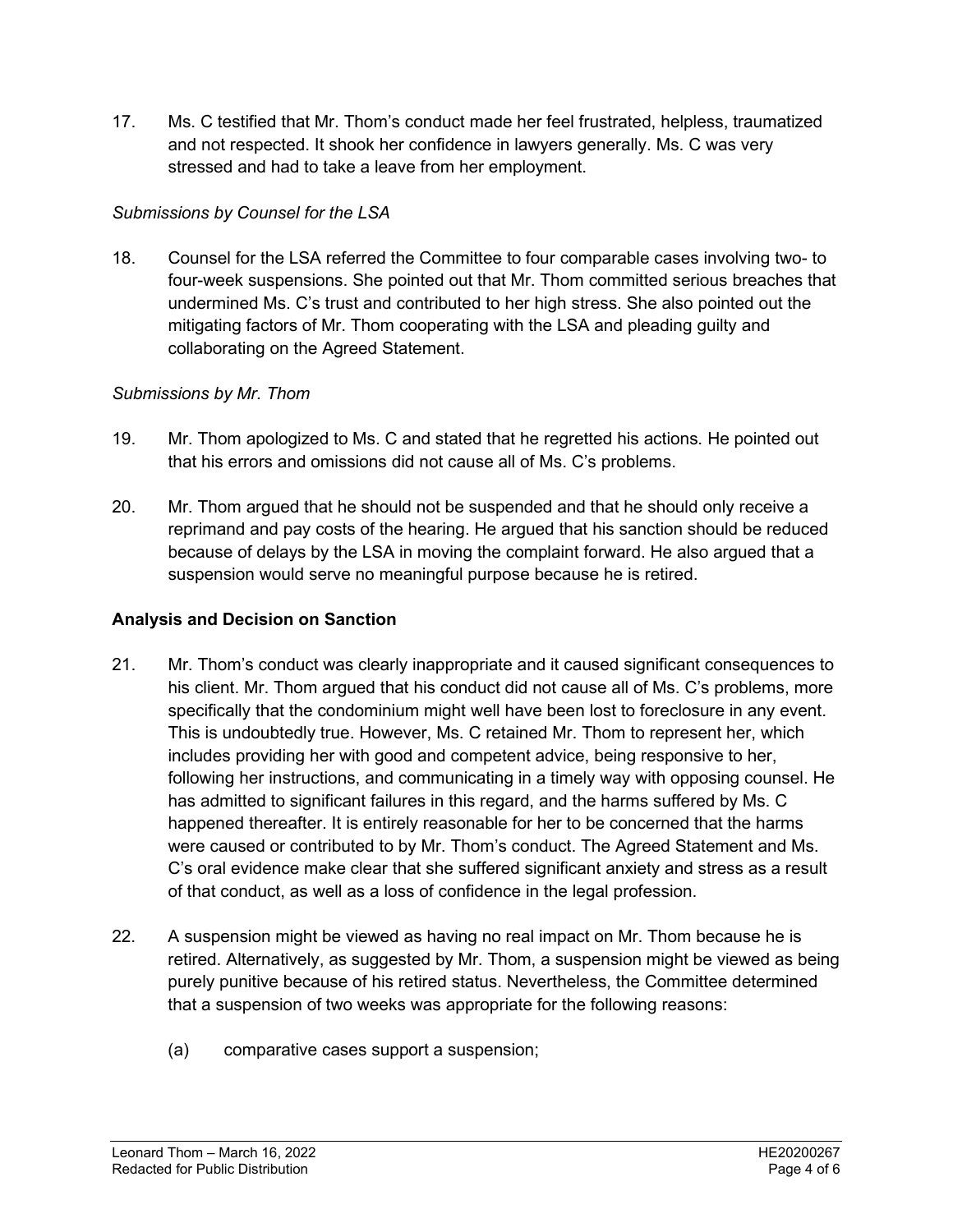17. Ms. C testified that Mr. Thom's conduct made her feel frustrated, helpless, traumatized and not respected. It shook her confidence in lawyers generally. Ms. C was very stressed and had to take a leave from her employment.

*Submissions by Counsel for the LSA*

18. Counsel for the LSA referred the Committee to four comparable cases involving two- to four-week suspensions. She pointed out that Mr. Thom committed serious breaches that undermined Ms. C's trust and contributed to her high stress. She also pointed out the mitigating factors of Mr. Thom cooperating with the LSA and pleading guilty and collaborating on the Agreed Statement.

*Submissions by Mr. Thom*

19. Mr. Thom apologized to Ms. C and stated that he regretted his actions. He pointed out that his errors and omissions did not cause all of Ms. C's problems.

20. Mr. Thom argued that he should not be suspended and that he should only receive a reprimand and pay costs of the hearing. He argued that his sanction should be reduced because of delays by the LSA in moving the complaint forward. He also argued that a suspension would serve no meaningful purpose because he is retired.

## Analysis and Decision on Sanction

21. Mr. Thom's conduct was clearly inappropriate and it caused significant consequences to his client. Mr. Thom argued that his conduct did not cause all of Ms. C's problems, more specifically that the condominium might well have been lost to foreclosure in any event. This is undoubtedly true. However, Ms. C retained Mr. Thom to represent her, which includes providing her with good and competent advice, being responsive to her, following her instructions, and communicating in a timely way with opposing counsel. He has admitted to significant failures in this regard, and the harms suffered by Ms. C happened thereafter. It is entirely reasonable for her to be concerned that the harms were caused or contributed to by Mr. Thom's conduct. The Agreed Statement and Ms. C's oral evidence make clear that she suffered significant anxiety and stress as a result of that conduct, as well as a loss of confidence in the legal profession.

22. A suspension might be viewed as having no real impact on Mr. Thom because he is retired. Alternatively, as suggested by Mr. Thom, a suspension might be viewed as being purely punitive because of his retired status. Nevertheless, the Committee determined that a suspension of two weeks was appropriate for the following reasons:

    (a) comparative cases support a suspension;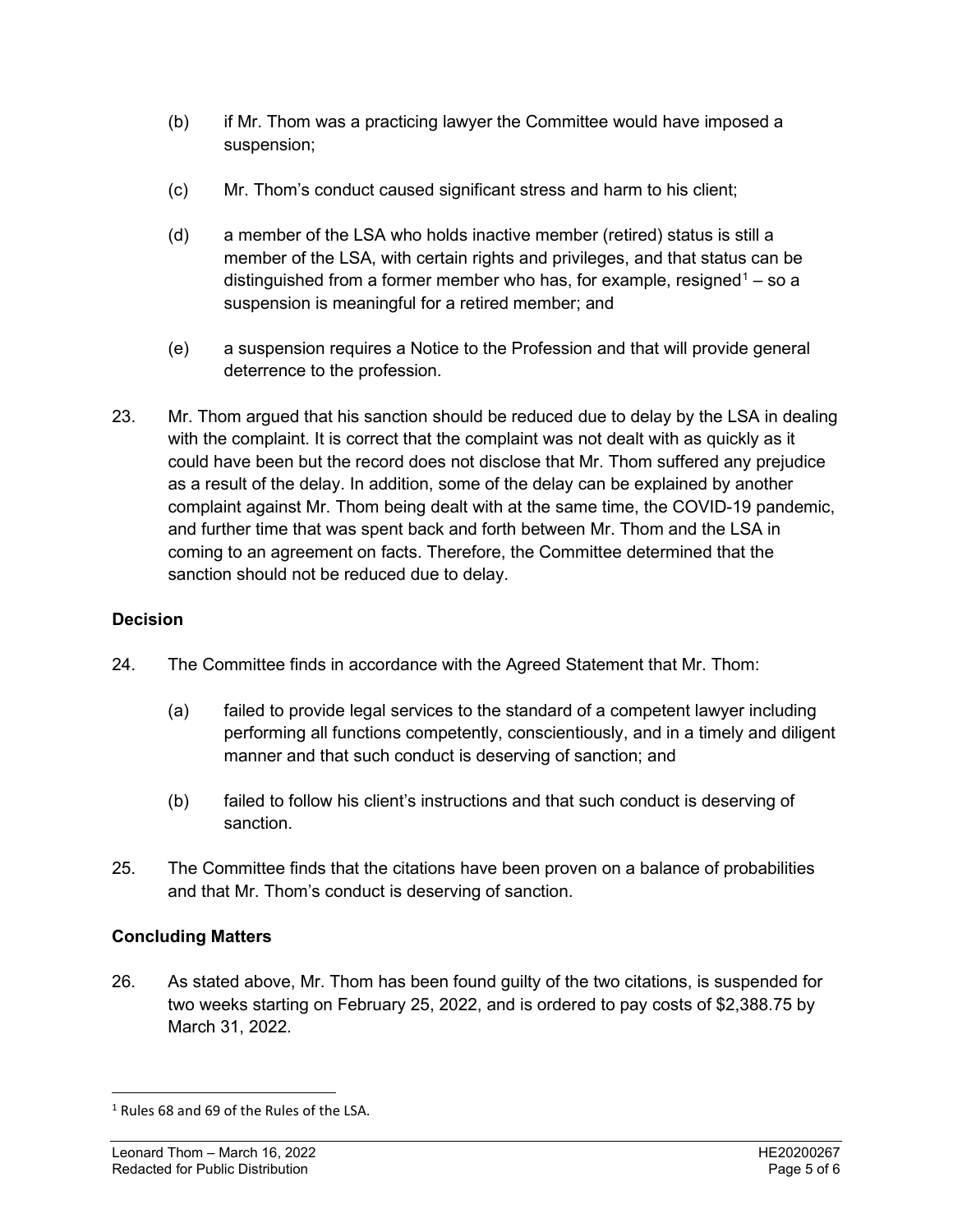(b) if Mr. Thom was a practicing lawyer the Committee would have imposed a suspension;

(c) Mr. Thom's conduct caused significant stress and harm to his client;

(d) a member of the LSA who holds inactive member (retired) status is still a member of the LSA, with certain rights and privileges, and that status can be distinguished from a former member who has, for example, resigned[1] – so a suspension is meaningful for a retired member; and

(e) a suspension requires a Notice to the Profession and that will provide general deterrence to the profession.

23. Mr. Thom argued that his sanction should be reduced due to delay by the LSA in dealing with the complaint. It is correct that the complaint was not dealt with as quickly as it could have been but the record does not disclose that Mr. Thom suffered any prejudice as a result of the delay. In addition, some of the delay can be explained by another complaint against Mr. Thom being dealt with at the same time, the COVID-19 pandemic, and further time that was spent back and forth between Mr. Thom and the LSA in coming to an agreement on facts. Therefore, the Committee determined that the sanction should not be reduced due to delay.

## Decision

24. The Committee finds in accordance with the Agreed Statement that Mr. Thom:

(a) failed to provide legal services to the standard of a competent lawyer including performing all functions competently, conscientiously, and in a timely and diligent manner and that such conduct is deserving of sanction; and

(b) failed to follow his client's instructions and that such conduct is deserving of sanction.

25. The Committee finds that the citations have been proven on a balance of probabilities and that Mr. Thom's conduct is deserving of sanction.

## Concluding Matters

26. As stated above, Mr. Thom has been found guilty of the two citations, is suspended for two weeks starting on February 25, 2022, and is ordered to pay costs of $2,388.75 by March 31, 2022.

---

[1] Rules 68 and 69 of the Rules of the LSA.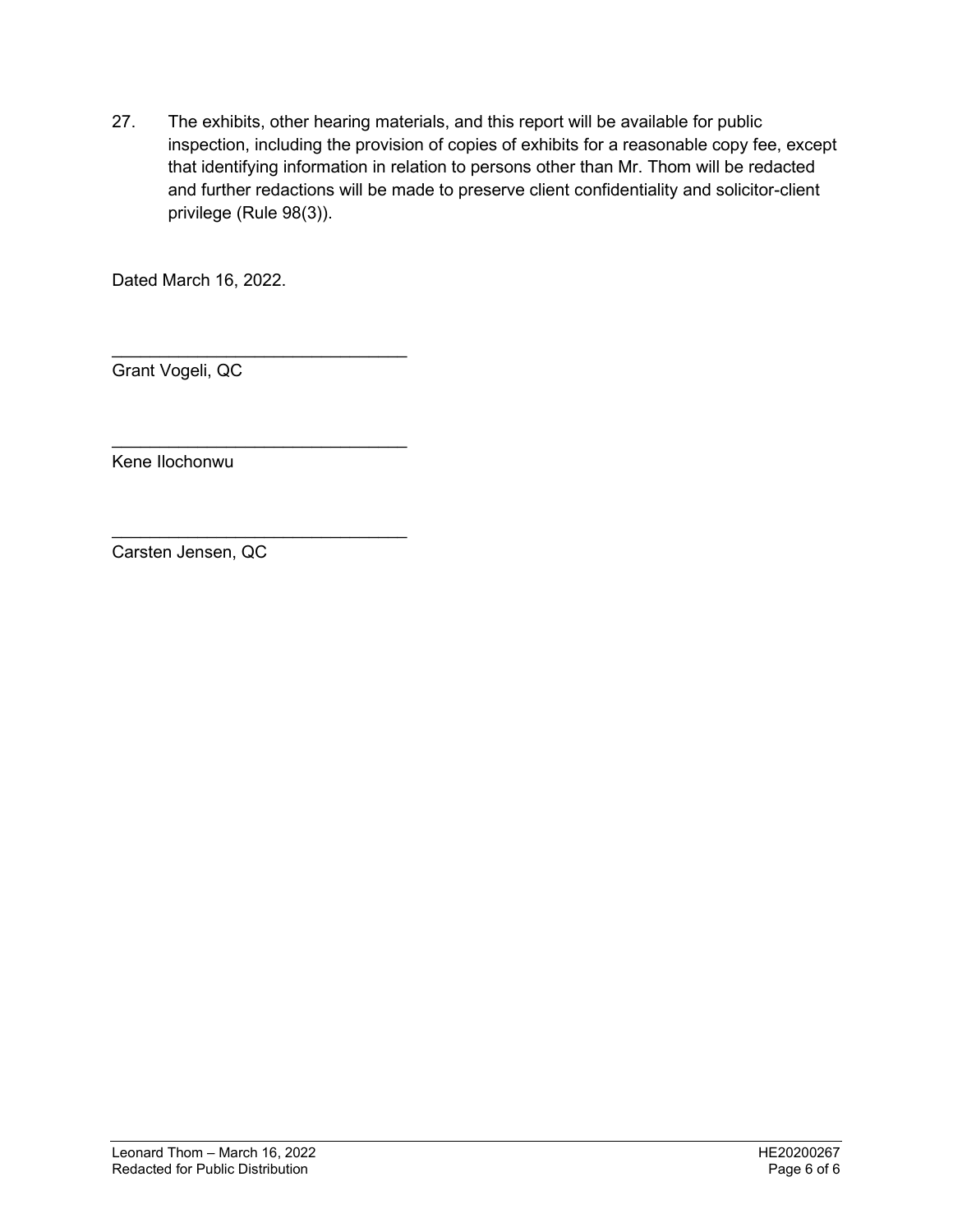27. The exhibits, other hearing materials, and this report will be available for public inspection, including the provision of copies of exhibits for a reasonable copy fee, except that identifying information in relation to persons other than Mr. Thom will be redacted and further redactions will be made to preserve client confidentiality and solicitor-client privilege (Rule 98(3)).

Dated March 16, 2022.

_______________________________
Grant Vogeli, QC

_______________________________
Kene Ilochonwu

_______________________________
Carsten Jensen, QC